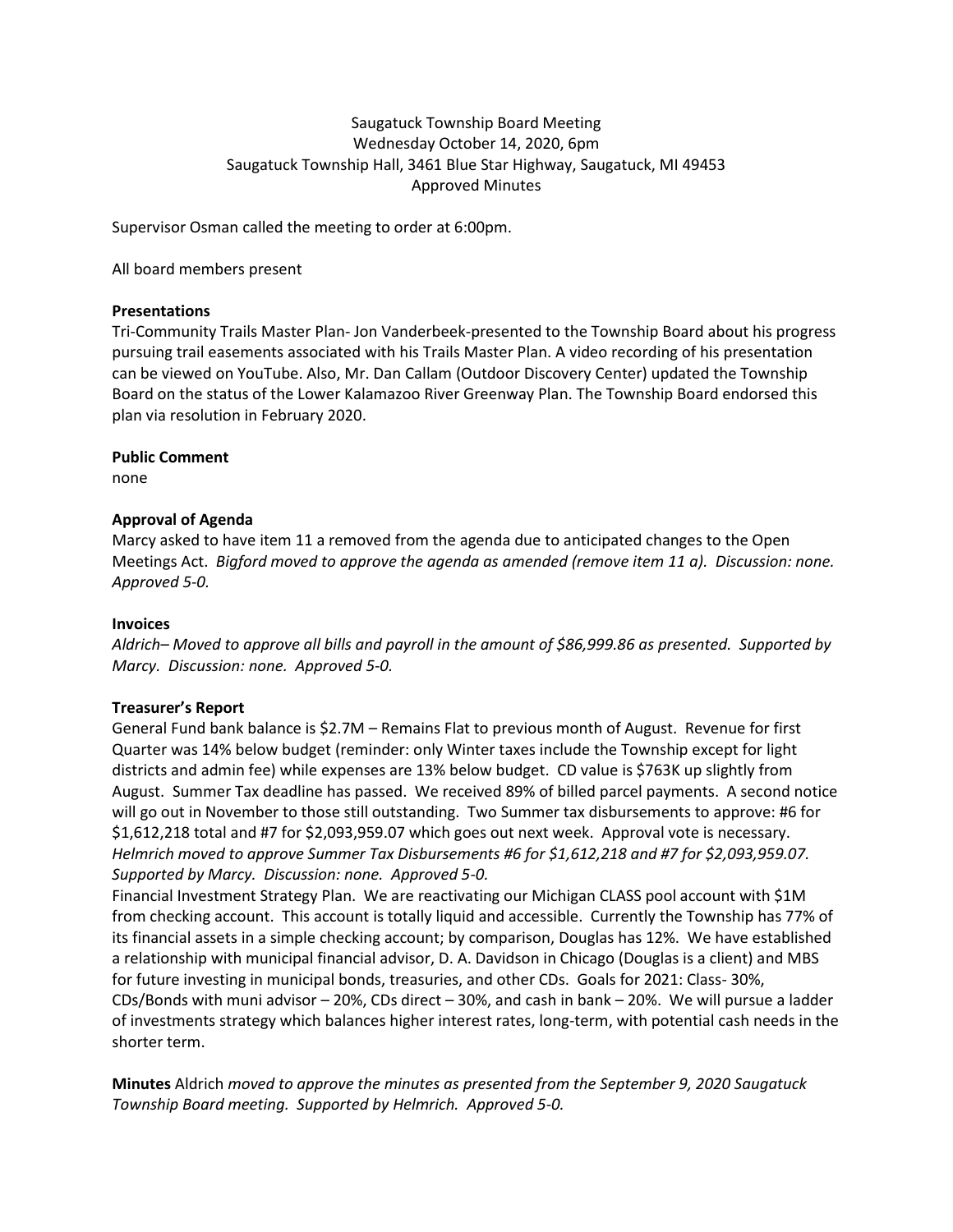Saugatuck Township Board Meeting
Wednesday October 14, 2020, 6pm
Saugatuck Township Hall, 3461 Blue Star Highway, Saugatuck, MI 49453
Approved Minutes

Supervisor Osman called the meeting to order at 6:00pm.

All board members present

**Presentations**

Tri-Community Trails Master Plan- Jon Vanderbeek-presented to the Township Board about his progress pursuing trail easements associated with his Trails Master Plan. A video recording of his presentation can be viewed on YouTube. Also, Mr. Dan Callam (Outdoor Discovery Center) updated the Township Board on the status of the Lower Kalamazoo River Greenway Plan. The Township Board endorsed this plan via resolution in February 2020.

**Public Comment**

none

**Approval of Agenda**

Marcy asked to have item 11 a removed from the agenda due to anticipated changes to the Open Meetings Act. *Bigford moved to approve the agenda as amended (remove item 11 a). Discussion: none. Approved 5-0.*

**Invoices**

*Aldrich– Moved to approve all bills and payroll in the amount of $86,999.86 as presented. Supported by Marcy. Discussion: none. Approved 5-0.*

**Treasurer's Report**

General Fund bank balance is $2.7M – Remains Flat to previous month of August. Revenue for first Quarter was 14% below budget (reminder: only Winter taxes include the Township except for light districts and admin fee) while expenses are 13% below budget. CD value is $763K up slightly from August. Summer Tax deadline has passed. We received 89% of billed parcel payments. A second notice will go out in November to those still outstanding. Two Summer tax disbursements to approve: #6 for $1,612,218 total and #7 for $2,093,959.07 which goes out next week. Approval vote is necessary. *Helmrich moved to approve Summer Tax Disbursements #6 for $1,612,218 and #7 for $2,093,959.07. Supported by Marcy. Discussion: none. Approved 5-0.*

Financial Investment Strategy Plan. We are reactivating our Michigan CLASS pool account with $1M from checking account. This account is totally liquid and accessible. Currently the Township has 77% of its financial assets in a simple checking account; by comparison, Douglas has 12%. We have established a relationship with municipal financial advisor, D. A. Davidson in Chicago (Douglas is a client) and MBS for future investing in municipal bonds, treasuries, and other CDs. Goals for 2021: Class- 30%, CDs/Bonds with muni advisor – 20%, CDs direct – 30%, and cash in bank – 20%. We will pursue a ladder of investments strategy which balances higher interest rates, long-term, with potential cash needs in the shorter term.

**Minutes** Aldrich *moved to approve the minutes as presented from the September 9, 2020 Saugatuck Township Board meeting. Supported by Helmrich. Approved 5-0.*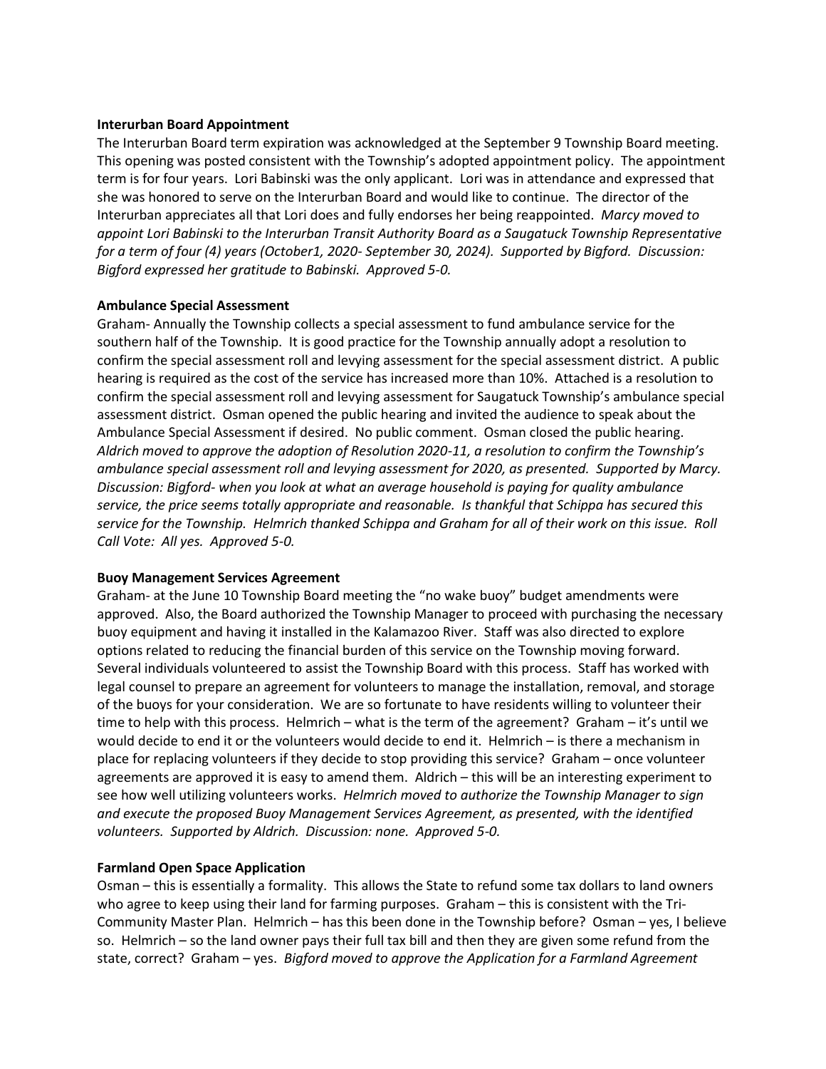**Interurban Board Appointment**

The Interurban Board term expiration was acknowledged at the September 9 Township Board meeting. This opening was posted consistent with the Township's adopted appointment policy. The appointment term is for four years. Lori Babinski was the only applicant. Lori was in attendance and expressed that she was honored to serve on the Interurban Board and would like to continue. The director of the Interurban appreciates all that Lori does and fully endorses her being reappointed. *Marcy moved to appoint Lori Babinski to the Interurban Transit Authority Board as a Saugatuck Township Representative for a term of four (4) years (October1, 2020- September 30, 2024). Supported by Bigford. Discussion: Bigford expressed her gratitude to Babinski. Approved 5-0.*

**Ambulance Special Assessment**

Graham- Annually the Township collects a special assessment to fund ambulance service for the southern half of the Township. It is good practice for the Township annually adopt a resolution to confirm the special assessment roll and levying assessment for the special assessment district. A public hearing is required as the cost of the service has increased more than 10%. Attached is a resolution to confirm the special assessment roll and levying assessment for Saugatuck Township's ambulance special assessment district. Osman opened the public hearing and invited the audience to speak about the Ambulance Special Assessment if desired. No public comment. Osman closed the public hearing. *Aldrich moved to approve the adoption of Resolution 2020-11, a resolution to confirm the Township's ambulance special assessment roll and levying assessment for 2020, as presented. Supported by Marcy. Discussion: Bigford- when you look at what an average household is paying for quality ambulance service, the price seems totally appropriate and reasonable. Is thankful that Schippa has secured this service for the Township. Helmrich thanked Schippa and Graham for all of their work on this issue. Roll Call Vote: All yes. Approved 5-0.*

**Buoy Management Services Agreement**

Graham- at the June 10 Township Board meeting the "no wake buoy" budget amendments were approved. Also, the Board authorized the Township Manager to proceed with purchasing the necessary buoy equipment and having it installed in the Kalamazoo River. Staff was also directed to explore options related to reducing the financial burden of this service on the Township moving forward. Several individuals volunteered to assist the Township Board with this process. Staff has worked with legal counsel to prepare an agreement for volunteers to manage the installation, removal, and storage of the buoys for your consideration. We are so fortunate to have residents willing to volunteer their time to help with this process. Helmrich – what is the term of the agreement? Graham – it's until we would decide to end it or the volunteers would decide to end it. Helmrich – is there a mechanism in place for replacing volunteers if they decide to stop providing this service? Graham – once volunteer agreements are approved it is easy to amend them. Aldrich – this will be an interesting experiment to see how well utilizing volunteers works. *Helmrich moved to authorize the Township Manager to sign and execute the proposed Buoy Management Services Agreement, as presented, with the identified volunteers. Supported by Aldrich. Discussion: none. Approved 5-0.*

**Farmland Open Space Application**

Osman – this is essentially a formality. This allows the State to refund some tax dollars to land owners who agree to keep using their land for farming purposes. Graham – this is consistent with the Tri-Community Master Plan. Helmrich – has this been done in the Township before? Osman – yes, I believe so. Helmrich – so the land owner pays their full tax bill and then they are given some refund from the state, correct? Graham – yes. *Bigford moved to approve the Application for a Farmland Agreement*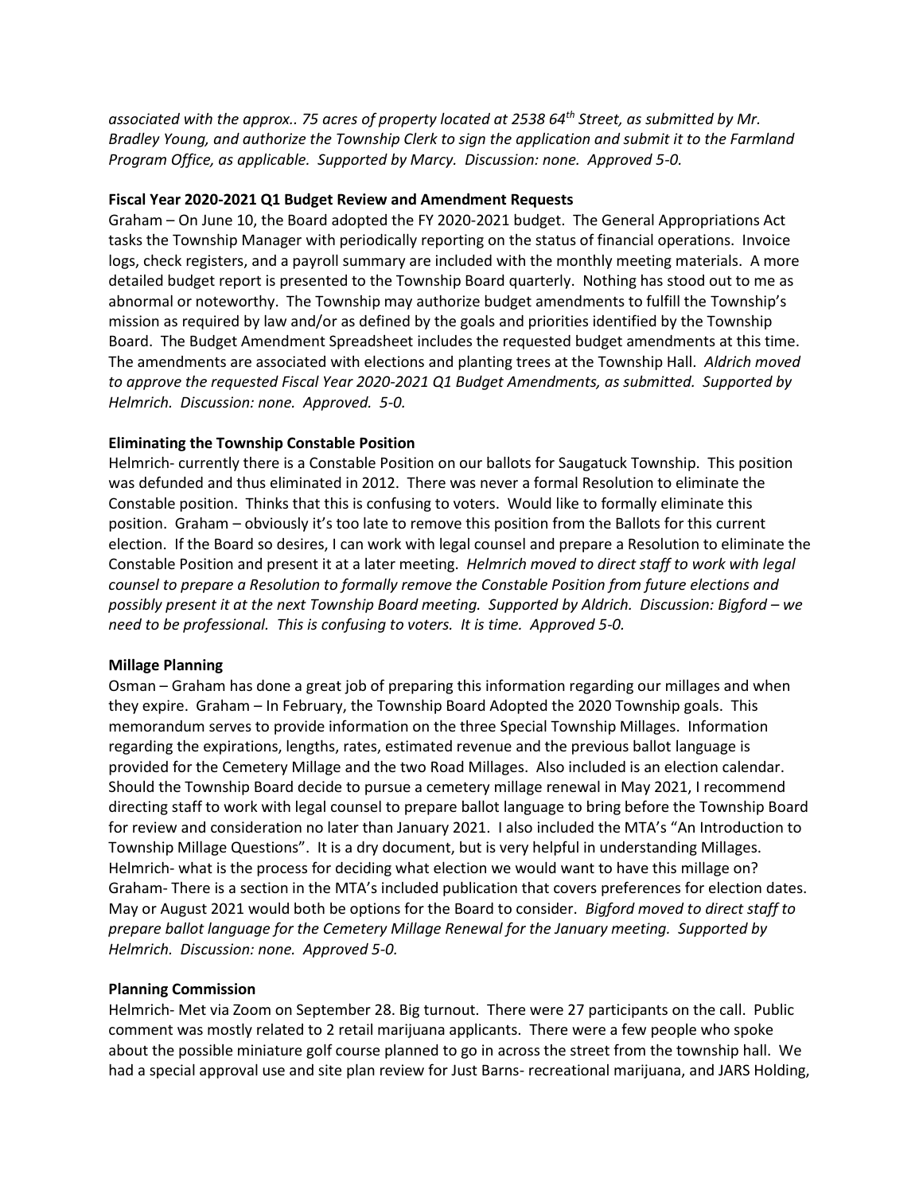*associated with the approx.. 75 acres of property located at 2538 64th Street, as submitted by Mr. Bradley Young, and authorize the Township Clerk to sign the application and submit it to the Farmland Program Office, as applicable. Supported by Marcy. Discussion: none. Approved 5-0.*

**Fiscal Year 2020-2021 Q1 Budget Review and Amendment Requests**

Graham – On June 10, the Board adopted the FY 2020-2021 budget. The General Appropriations Act tasks the Township Manager with periodically reporting on the status of financial operations. Invoice logs, check registers, and a payroll summary are included with the monthly meeting materials. A more detailed budget report is presented to the Township Board quarterly. Nothing has stood out to me as abnormal or noteworthy. The Township may authorize budget amendments to fulfill the Township's mission as required by law and/or as defined by the goals and priorities identified by the Township Board. The Budget Amendment Spreadsheet includes the requested budget amendments at this time. The amendments are associated with elections and planting trees at the Township Hall. *Aldrich moved to approve the requested Fiscal Year 2020-2021 Q1 Budget Amendments, as submitted. Supported by Helmrich. Discussion: none. Approved. 5-0.*

**Eliminating the Township Constable Position**

Helmrich- currently there is a Constable Position on our ballots for Saugatuck Township. This position was defunded and thus eliminated in 2012. There was never a formal Resolution to eliminate the Constable position. Thinks that this is confusing to voters. Would like to formally eliminate this position. Graham – obviously it's too late to remove this position from the Ballots for this current election. If the Board so desires, I can work with legal counsel and prepare a Resolution to eliminate the Constable Position and present it at a later meeting. *Helmrich moved to direct staff to work with legal counsel to prepare a Resolution to formally remove the Constable Position from future elections and possibly present it at the next Township Board meeting. Supported by Aldrich. Discussion: Bigford – we need to be professional. This is confusing to voters. It is time. Approved 5-0.*

**Millage Planning**

Osman – Graham has done a great job of preparing this information regarding our millages and when they expire. Graham – In February, the Township Board Adopted the 2020 Township goals. This memorandum serves to provide information on the three Special Township Millages. Information regarding the expirations, lengths, rates, estimated revenue and the previous ballot language is provided for the Cemetery Millage and the two Road Millages. Also included is an election calendar. Should the Township Board decide to pursue a cemetery millage renewal in May 2021, I recommend directing staff to work with legal counsel to prepare ballot language to bring before the Township Board for review and consideration no later than January 2021. I also included the MTA's "An Introduction to Township Millage Questions". It is a dry document, but is very helpful in understanding Millages. Helmrich- what is the process for deciding what election we would want to have this millage on? Graham- There is a section in the MTA's included publication that covers preferences for election dates. May or August 2021 would both be options for the Board to consider. *Bigford moved to direct staff to prepare ballot language for the Cemetery Millage Renewal for the January meeting. Supported by Helmrich. Discussion: none. Approved 5-0.*

**Planning Commission**

Helmrich- Met via Zoom on September 28. Big turnout. There were 27 participants on the call. Public comment was mostly related to 2 retail marijuana applicants. There were a few people who spoke about the possible miniature golf course planned to go in across the street from the township hall. We had a special approval use and site plan review for Just Barns- recreational marijuana, and JARS Holding,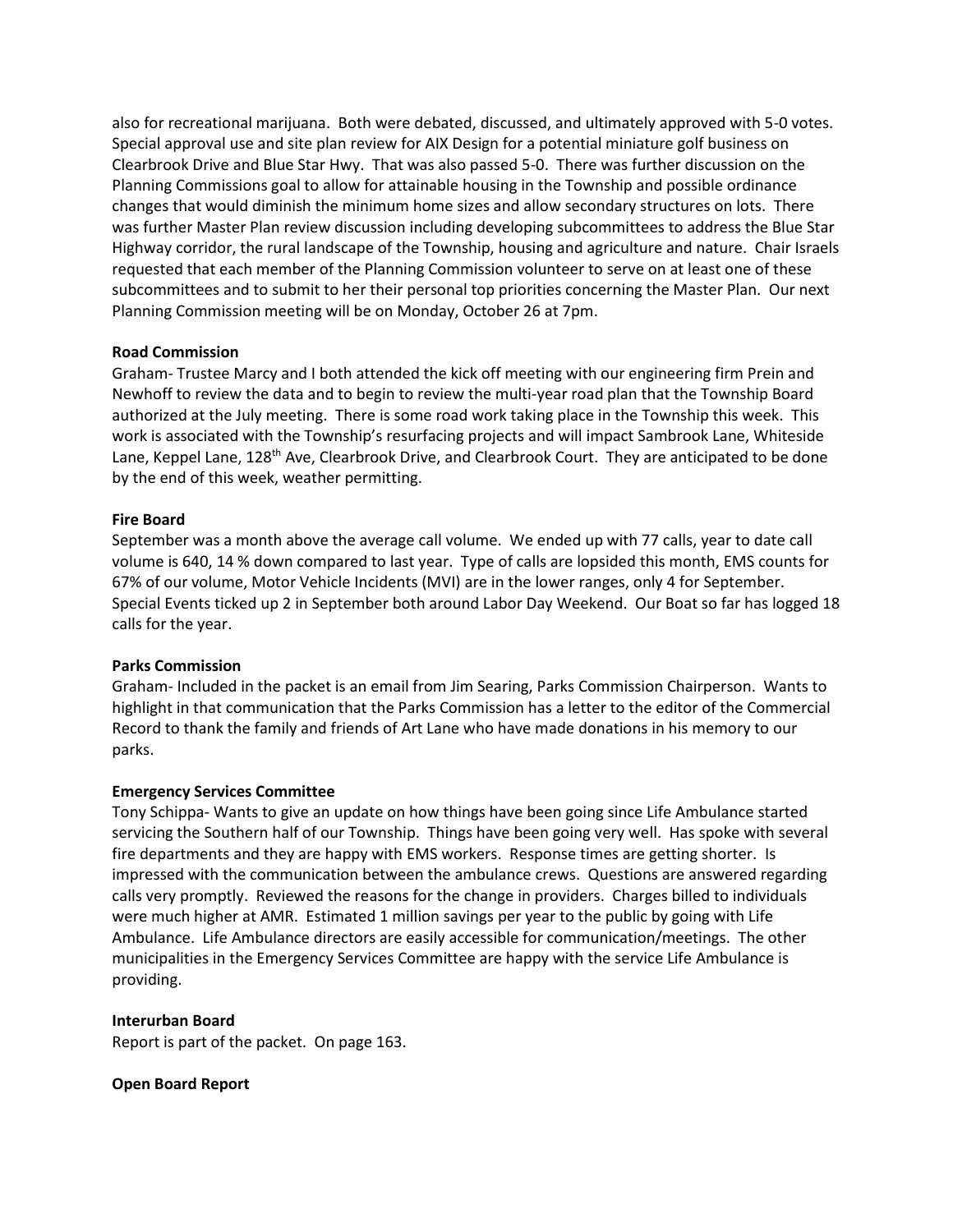also for recreational marijuana. Both were debated, discussed, and ultimately approved with 5-0 votes. Special approval use and site plan review for AIX Design for a potential miniature golf business on Clearbrook Drive and Blue Star Hwy. That was also passed 5-0. There was further discussion on the Planning Commissions goal to allow for attainable housing in the Township and possible ordinance changes that would diminish the minimum home sizes and allow secondary structures on lots. There was further Master Plan review discussion including developing subcommittees to address the Blue Star Highway corridor, the rural landscape of the Township, housing and agriculture and nature. Chair Israels requested that each member of the Planning Commission volunteer to serve on at least one of these subcommittees and to submit to her their personal top priorities concerning the Master Plan. Our next Planning Commission meeting will be on Monday, October 26 at 7pm.

**Road Commission**

Graham- Trustee Marcy and I both attended the kick off meeting with our engineering firm Prein and Newhoff to review the data and to begin to review the multi-year road plan that the Township Board authorized at the July meeting. There is some road work taking place in the Township this week. This work is associated with the Township's resurfacing projects and will impact Sambrook Lane, Whiteside Lane, Keppel Lane, 128th Ave, Clearbrook Drive, and Clearbrook Court. They are anticipated to be done by the end of this week, weather permitting.

**Fire Board**

September was a month above the average call volume. We ended up with 77 calls, year to date call volume is 640, 14 % down compared to last year. Type of calls are lopsided this month, EMS counts for 67% of our volume, Motor Vehicle Incidents (MVI) are in the lower ranges, only 4 for September. Special Events ticked up 2 in September both around Labor Day Weekend. Our Boat so far has logged 18 calls for the year.

**Parks Commission**

Graham- Included in the packet is an email from Jim Searing, Parks Commission Chairperson. Wants to highlight in that communication that the Parks Commission has a letter to the editor of the Commercial Record to thank the family and friends of Art Lane who have made donations in his memory to our parks.

**Emergency Services Committee**

Tony Schippa- Wants to give an update on how things have been going since Life Ambulance started servicing the Southern half of our Township. Things have been going very well. Has spoke with several fire departments and they are happy with EMS workers. Response times are getting shorter. Is impressed with the communication between the ambulance crews. Questions are answered regarding calls very promptly. Reviewed the reasons for the change in providers. Charges billed to individuals were much higher at AMR. Estimated 1 million savings per year to the public by going with Life Ambulance. Life Ambulance directors are easily accessible for communication/meetings. The other municipalities in the Emergency Services Committee are happy with the service Life Ambulance is providing.

**Interurban Board**

Report is part of the packet. On page 163.

**Open Board Report**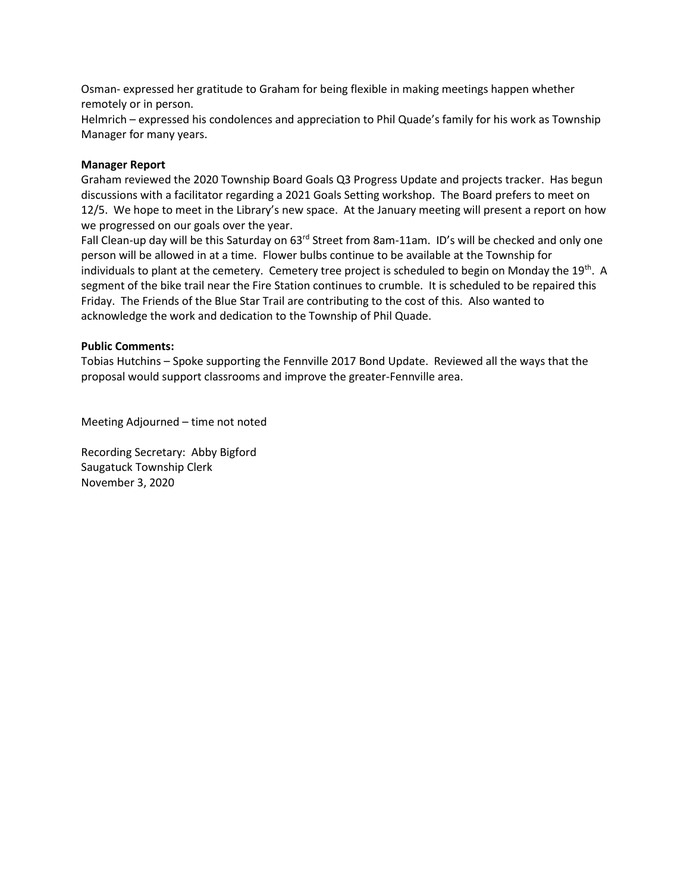Osman- expressed her gratitude to Graham for being flexible in making meetings happen whether remotely or in person.
Helmrich – expressed his condolences and appreciation to Phil Quade's family for his work as Township Manager for many years.

**Manager Report**
Graham reviewed the 2020 Township Board Goals Q3 Progress Update and projects tracker. Has begun discussions with a facilitator regarding a 2021 Goals Setting workshop. The Board prefers to meet on 12/5. We hope to meet in the Library's new space. At the January meeting will present a report on how we progressed on our goals over the year.
Fall Clean-up day will be this Saturday on 63rd Street from 8am-11am. ID's will be checked and only one person will be allowed in at a time. Flower bulbs continue to be available at the Township for individuals to plant at the cemetery. Cemetery tree project is scheduled to begin on Monday the 19th. A segment of the bike trail near the Fire Station continues to crumble. It is scheduled to be repaired this Friday. The Friends of the Blue Star Trail are contributing to the cost of this. Also wanted to acknowledge the work and dedication to the Township of Phil Quade.

**Public Comments:**
Tobias Hutchins – Spoke supporting the Fennville 2017 Bond Update. Reviewed all the ways that the proposal would support classrooms and improve the greater-Fennville area.

Meeting Adjourned – time not noted

Recording Secretary: Abby Bigford
Saugatuck Township Clerk
November 3, 2020